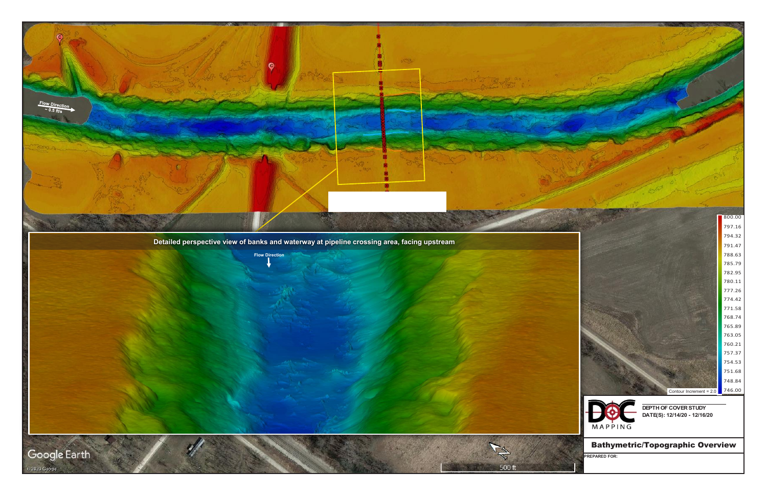Flow Direction
~ 0.5 ft/s

Detailed perspective view of banks and waterway at pipeline crossing area, facing upstream

Flow Direction

| Elevation |
|---|
| 800.00 |
| 797.16 |
| 794.32 |
| 791.47 |
| 788.63 |
| 785.79 |
| 782.95 |
| 780.11 |
| 777.26 |
| 774.42 |
| 771.58 |
| 768.74 |
| 765.89 |
| 763.05 |
| 760.21 |
| 757.37 |
| 754.53 |
| 751.68 |
| 748.84 |
| 746.00 |

Contour Increment = 2.0

Google Earth

© 2023 Google

500 ft

DOC MAPPING

DEPTH OF COVER STUDY

DATE(S): 12/14/20 - 12/16/20

**Bathymetric/Topographic Overview**

PREPARED FOR: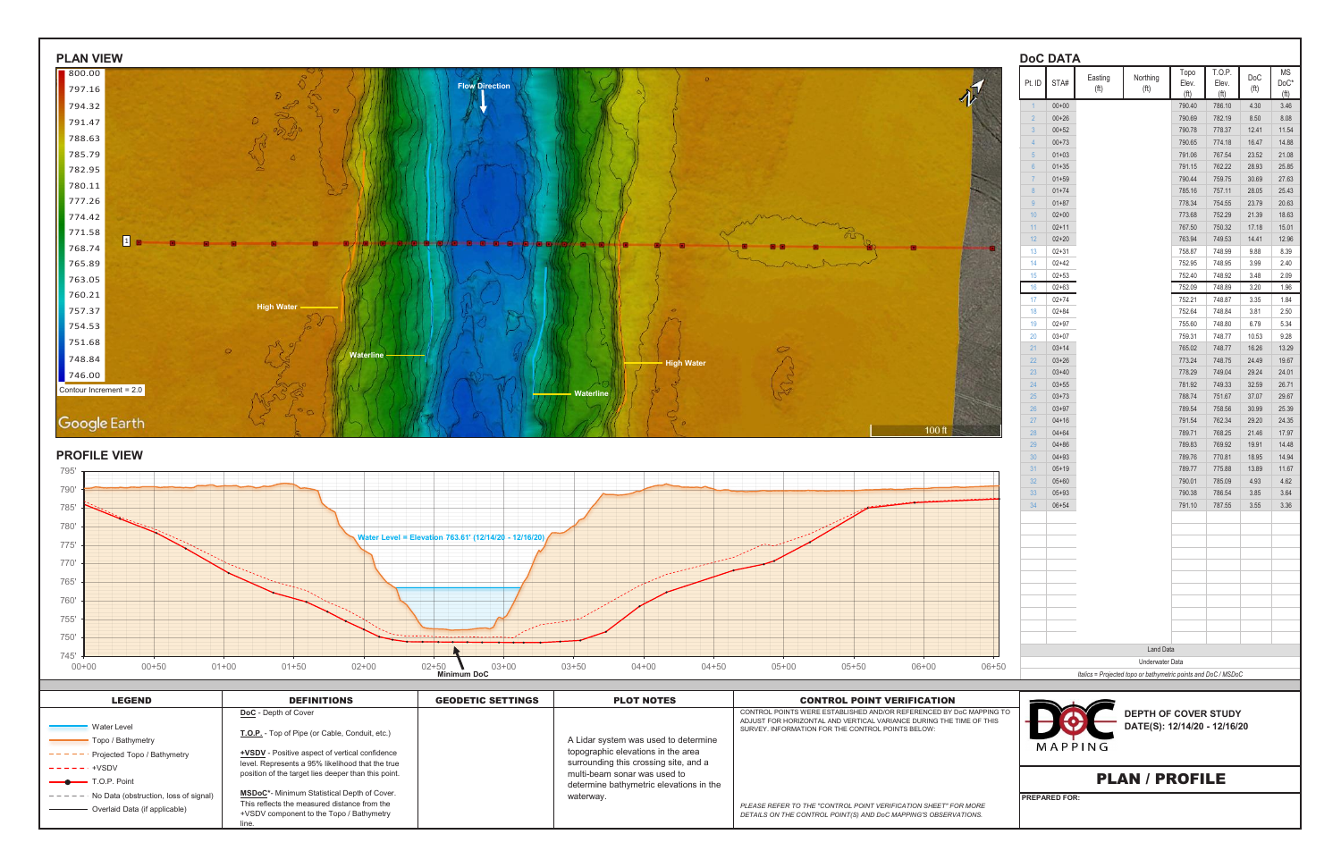## PLAN VIEW

800.00
797.16
794.32
791.47
788.63
785.79
782.95
780.11
777.26
774.42
771.58
768.74
765.89
763.05
760.21
757.37
754.53
751.68
748.84
746.00
Contour Increment = 2.0

Flow Direction
High Water
Waterline
High Water
Waterline
Google Earth
100 ft

## PROFILE VIEW

795'
790'
785'
780'
775'
770'
765'
760'
755'
750'
745'

Water Level = Elevation 763.61' (12/14/20 - 12/16/20)

00+00 00+50 01+00 01+50 02+00 02+50 03+00 03+50 04+00 04+50 05+00 05+50 06+00 06+50

Minimum DoC

## DoC DATA

| Pt. ID | STA# | Easting (ft) | Northing (ft) | Topo Elev. (ft) | T.O.P. Elev. (ft) | DoC (ft) | MS DoC* (ft) |
|---|---|---|---|---|---|---|---|
| 1 | 00+00 | | | 790.40 | 786.10 | 4.30 | 3.46 |
| 2 | 00+26 | | | 790.69 | 782.19 | 8.50 | 8.08 |
| 3 | 00+52 | | | 790.78 | 778.37 | 12.41 | 11.54 |
| 4 | 00+73 | | | 790.65 | 774.18 | 16.47 | 14.88 |
| 5 | 01+03 | | | 791.06 | 767.54 | 23.52 | 21.08 |
| 6 | 01+35 | | | 791.15 | 762.22 | 28.93 | 25.85 |
| 7 | 01+59 | | | 790.44 | 759.75 | 30.69 | 27.63 |
| 8 | 01+74 | | | 785.16 | 757.11 | 28.05 | 25.43 |
| 9 | 01+87 | | | 778.34 | 754.55 | 23.79 | 20.63 |
| 10 | 02+00 | | | 773.68 | 752.29 | 21.39 | 18.63 |
| 11 | 02+11 | | | 767.50 | 750.32 | 17.18 | 15.01 |
| 12 | 02+20 | | | 763.94 | 749.53 | 14.41 | 12.96 |
| 13 | 02+31 | | | 758.87 | 748.99 | 9.88 | 8.39 |
| 14 | 02+42 | | | 752.95 | 748.95 | 3.99 | 2.40 |
| 15 | 02+53 | | | 752.40 | 748.92 | 3.48 | 2.09 |
| 16 | 02+63 | | | 752.09 | 748.89 | 3.20 | 1.96 |
| 17 | 02+74 | | | 752.21 | 748.87 | 3.35 | 1.84 |
| 18 | 02+84 | | | 752.64 | 748.84 | 3.81 | 2.50 |
| 19 | 02+97 | | | 755.60 | 748.80 | 6.79 | 5.34 |
| 20 | 03+07 | | | 759.31 | 748.77 | 10.53 | 9.28 |
| 21 | 03+14 | | | 765.02 | 748.77 | 16.26 | 13.29 |
| 22 | 03+26 | | | 773.24 | 748.75 | 24.49 | 19.67 |
| 23 | 03+40 | | | 778.29 | 749.04 | 29.24 | 24.01 |
| 24 | 03+55 | | | 781.92 | 749.33 | 32.59 | 26.71 |
| 25 | 03+73 | | | 788.74 | 751.67 | 37.07 | 29.67 |
| 26 | 03+97 | | | 789.54 | 758.56 | 30.99 | 25.39 |
| 27 | 04+16 | | | 791.54 | 762.34 | 29.20 | 24.35 |
| 28 | 04+64 | | | 789.71 | 768.25 | 21.46 | 17.97 |
| 29 | 04+86 | | | 789.83 | 769.92 | 19.91 | 14.48 |
| 30 | 04+93 | | | 789.76 | 770.81 | 18.95 | 14.94 |
| 31 | 05+19 | | | 789.77 | 775.88 | 13.89 | 11.67 |
| 32 | 05+60 | | | 790.01 | 785.09 | 4.93 | 4.62 |
| 33 | 05+93 | | | 790.38 | 786.54 | 3.85 | 3.64 |
| 34 | 06+54 | | | 791.10 | 787.55 | 3.55 | 3.36 |

Land Data

Underwater Data

*Italics = Projected topo or bathymetric points and DoC / MSDoC*

### LEGEND

- Water Level
- Topo / Bathymetry
- Projected Topo / Bathymetry
- +VSDV
- T.O.P. Point
- No Data (obstruction, loss of signal)
- Overlaid Data (if applicable)

### DEFINITIONS

**DoC** - Depth of Cover

**T.O.P.** - Top of Pipe (or Cable, Conduit, etc.)

**+VSDV** - Positive aspect of vertical confidence level. Represents a 95% likelihood that the true position of the target lies deeper than this point.

**MSDoC*** - Minimum Statistical Depth of Cover. This reflects the measured distance from the +VSDV component to the Topo / Bathymetry line.

### GEODETIC SETTINGS

### PLOT NOTES

A Lidar system was used to determine topographic elevations in the area surrounding this crossing site, and a multi-beam sonar was used to determine bathymetric elevations in the waterway.

### CONTROL POINT VERIFICATION

CONTROL POINTS WERE ESTABLISHED AND/OR REFERENCED BY DoC MAPPING TO ADJUST FOR HORIZONTAL AND VERTICAL VARIANCE DURING THE TIME OF THIS SURVEY. INFORMATION FOR THE CONTROL POINTS BELOW:

*PLEASE REFER TO THE "CONTROL POINT VERIFICATION SHEET" FOR MORE DETAILS ON THE CONTROL POINT(S) AND DoC MAPPING'S OBSERVATIONS.*

DOC MAPPING

**DEPTH OF COVER STUDY**
**DATE(S): 12/14/20 - 12/16/20**

## PLAN / PROFILE

**PREPARED FOR:**